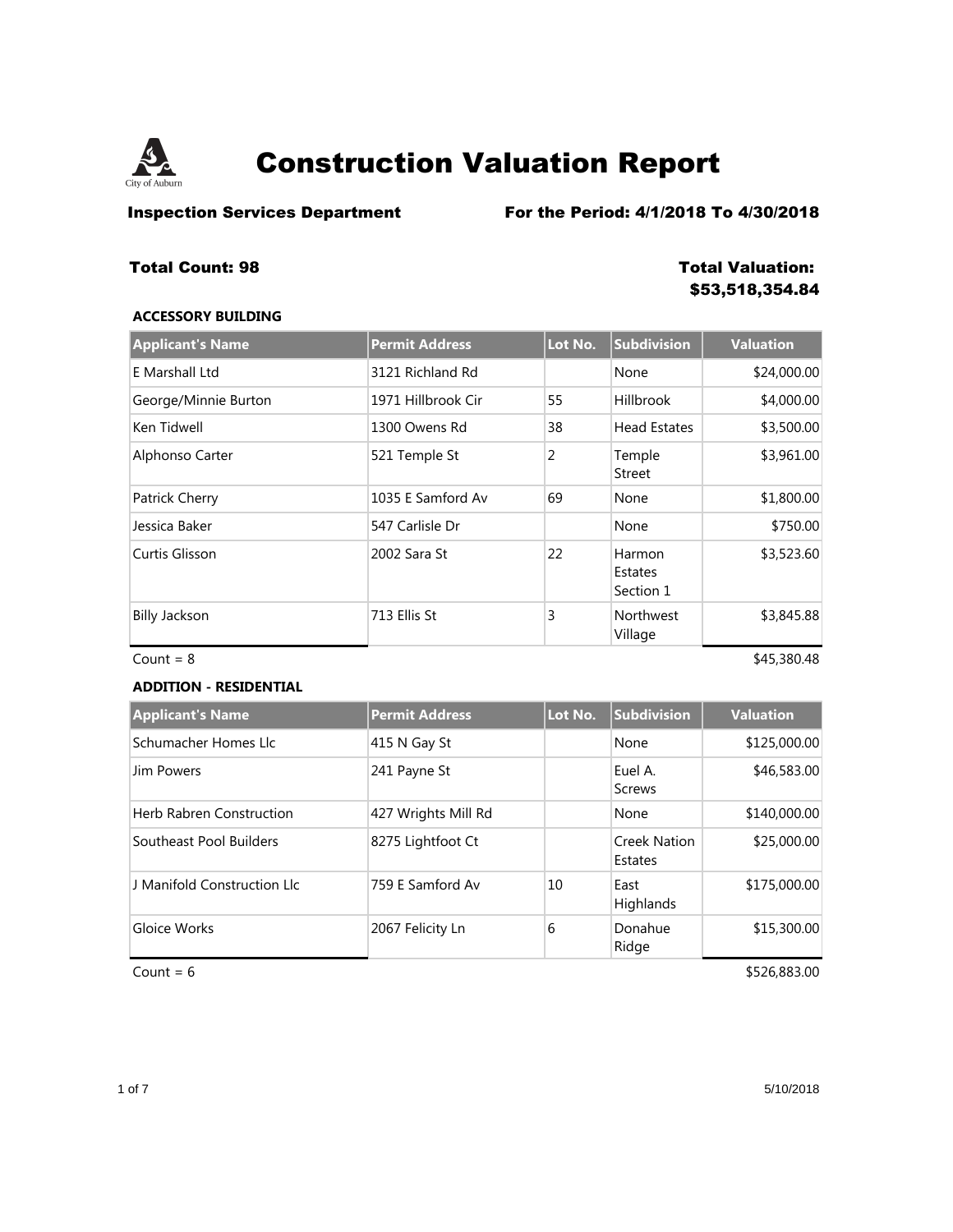# Construction Valuation Report

**Inspection Services Department** **For the Period: 4/1/2018 To 4/30/2018**

**Total Count: 98** **Total Valuation: $53,518,354.84**

### ACCESSORY BUILDING

| Applicant's Name | Permit Address | Lot No. | Subdivision | Valuation |
|---|---|---|---|---|
| E Marshall Ltd | 3121 Richland Rd | | None | $24,000.00 |
| George/Minnie Burton | 1971 Hillbrook Cir | 55 | Hillbrook | $4,000.00 |
| Ken Tidwell | 1300 Owens Rd | 38 | Head Estates | $3,500.00 |
| Alphonso Carter | 521 Temple St | 2 | Temple Street | $3,961.00 |
| Patrick Cherry | 1035 E Samford Av | 69 | None | $1,800.00 |
| Jessica Baker | 547 Carlisle Dr | | None | $750.00 |
| Curtis Glisson | 2002 Sara St | 22 | Harmon Estates Section 1 | $3,523.60 |
| Billy Jackson | 713 Ellis St | 3 | Northwest Village | $3,845.88 |

Count = 8 $45,380.48

### ADDITION - RESIDENTIAL

| Applicant's Name | Permit Address | Lot No. | Subdivision | Valuation |
|---|---|---|---|---|
| Schumacher Homes Llc | 415 N Gay St | | None | $125,000.00 |
| Jim Powers | 241 Payne St | | Euel A. Screws | $46,583.00 |
| Herb Rabren Construction | 427 Wrights Mill Rd | | None | $140,000.00 |
| Southeast Pool Builders | 8275 Lightfoot Ct | | Creek Nation Estates | $25,000.00 |
| J Manifold Construction Llc | 759 E Samford Av | 10 | East Highlands | $175,000.00 |
| Gloice Works | 2067 Felicity Ln | 6 | Donahue Ridge | $15,300.00 |

Count = 6 $526,883.00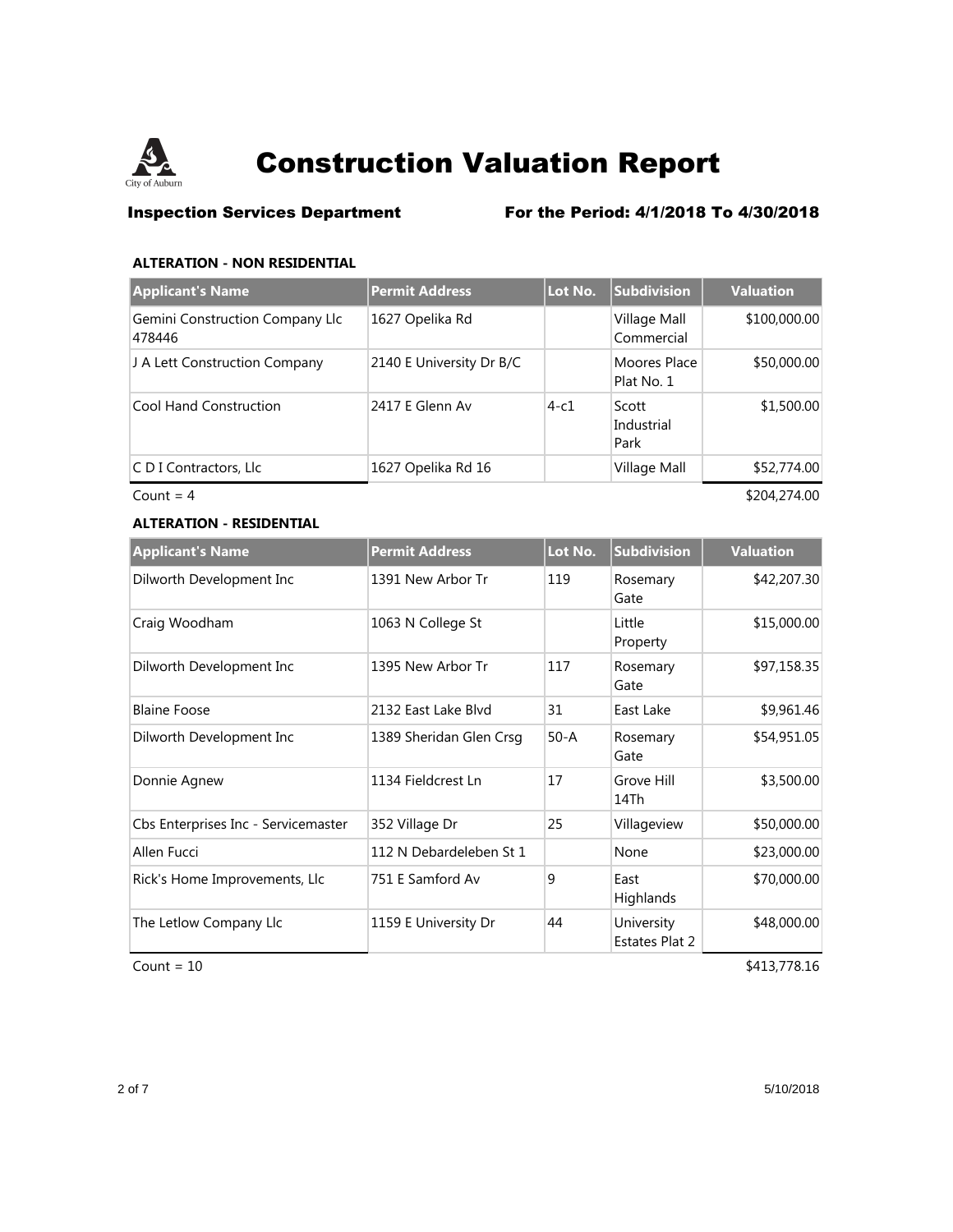# Construction Valuation Report

**Inspection Services Department** **For the Period: 4/1/2018 To 4/30/2018**

### ALTERATION - NON RESIDENTIAL

| Applicant's Name | Permit Address | Lot No. | Subdivision | Valuation |
|---|---|---|---|---|
| Gemini Construction Company Llc 478446 | 1627 Opelika Rd | | Village Mall Commercial | $100,000.00 |
| J A Lett Construction Company | 2140 E University Dr B/C | | Moores Place Plat No. 1 | $50,000.00 |
| Cool Hand Construction | 2417 E Glenn Av | 4-c1 | Scott Industrial Park | $1,500.00 |
| C D I Contractors, Llc | 1627 Opelika Rd 16 | | Village Mall | $52,774.00 |
| Count = 4 | | | | $204,274.00 |

### ALTERATION - RESIDENTIAL

| Applicant's Name | Permit Address | Lot No. | Subdivision | Valuation |
|---|---|---|---|---|
| Dilworth Development Inc | 1391 New Arbor Tr | 119 | Rosemary Gate | $42,207.30 |
| Craig Woodham | 1063 N College St | | Little Property | $15,000.00 |
| Dilworth Development Inc | 1395 New Arbor Tr | 117 | Rosemary Gate | $97,158.35 |
| Blaine Foose | 2132 East Lake Blvd | 31 | East Lake | $9,961.46 |
| Dilworth Development Inc | 1389 Sheridan Glen Crsg | 50-A | Rosemary Gate | $54,951.05 |
| Donnie Agnew | 1134 Fieldcrest Ln | 17 | Grove Hill 14Th | $3,500.00 |
| Cbs Enterprises Inc - Servicemaster | 352 Village Dr | 25 | Villageview | $50,000.00 |
| Allen Fucci | 112 N Debardeleben St 1 | | None | $23,000.00 |
| Rick's Home Improvements, Llc | 751 E Samford Av | 9 | East Highlands | $70,000.00 |
| The Letlow Company Llc | 1159 E University Dr | 44 | University Estates Plat 2 | $48,000.00 |
| Count = 10 | | | | $413,778.16 |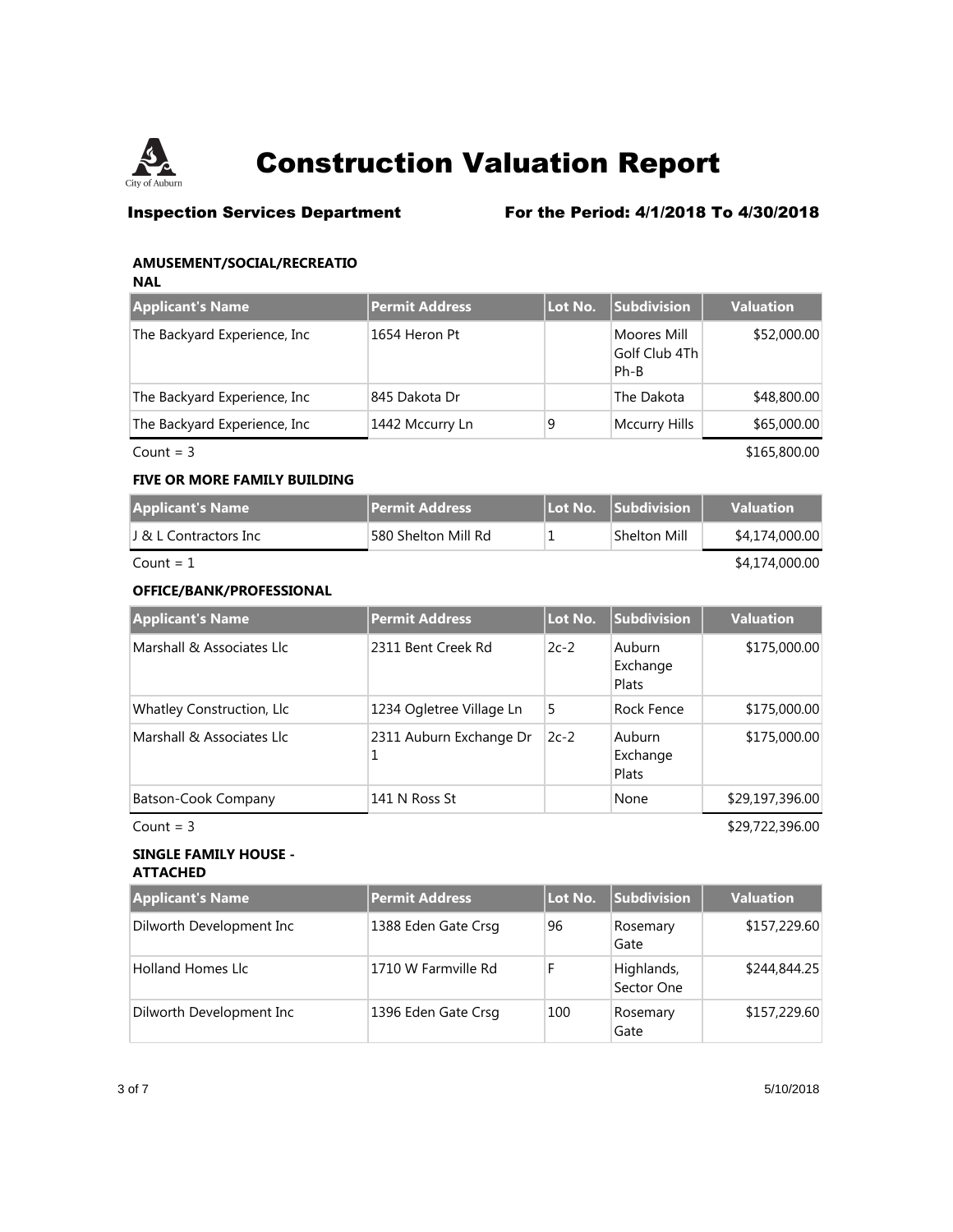# Construction Valuation Report

**Inspection Services Department** **For the Period: 4/1/2018 To 4/30/2018**

### AMUSEMENT/SOCIAL/RECREATIONAL

| Applicant's Name | Permit Address | Lot No. | Subdivision | Valuation |
|---|---|---|---|---|
| The Backyard Experience, Inc | 1654 Heron Pt | | Moores Mill Golf Club 4Th Ph-B | $52,000.00 |
| The Backyard Experience, Inc | 845 Dakota Dr | | The Dakota | $48,800.00 |
| The Backyard Experience, Inc | 1442 Mccurry Ln | 9 | Mccurry Hills | $65,000.00 |

Count = 3 $165,800.00

### FIVE OR MORE FAMILY BUILDING

| Applicant's Name | Permit Address | Lot No. | Subdivision | Valuation |
|---|---|---|---|---|
| J & L Contractors Inc | 580 Shelton Mill Rd | 1 | Shelton Mill | $4,174,000.00 |

Count = 1 $4,174,000.00

### OFFICE/BANK/PROFESSIONAL

| Applicant's Name | Permit Address | Lot No. | Subdivision | Valuation |
|---|---|---|---|---|
| Marshall & Associates Llc | 2311 Bent Creek Rd | 2c-2 | Auburn Exchange Plats | $175,000.00 |
| Whatley Construction, Llc | 1234 Ogletree Village Ln | 5 | Rock Fence | $175,000.00 |
| Marshall & Associates Llc | 2311 Auburn Exchange Dr 1 | 2c-2 | Auburn Exchange Plats | $175,000.00 |
| Batson-Cook Company | 141 N Ross St | | None | $29,197,396.00 |

Count = 3 $29,722,396.00

### SINGLE FAMILY HOUSE - ATTACHED

| Applicant's Name | Permit Address | Lot No. | Subdivision | Valuation |
|---|---|---|---|---|
| Dilworth Development Inc | 1388 Eden Gate Crsg | 96 | Rosemary Gate | $157,229.60 |
| Holland Homes Llc | 1710 W Farmville Rd | F | Highlands, Sector One | $244,844.25 |
| Dilworth Development Inc | 1396 Eden Gate Crsg | 100 | Rosemary Gate | $157,229.60 |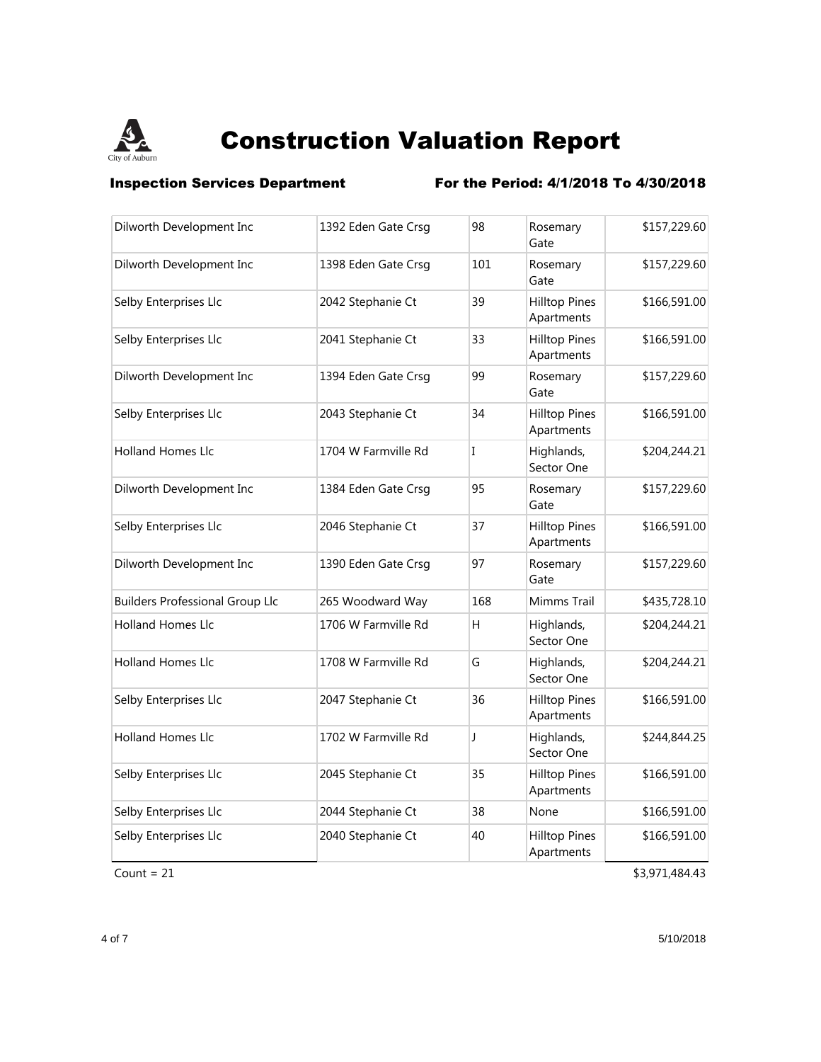# Construction Valuation Report

**Inspection Services Department** **For the Period: 4/1/2018 To 4/30/2018**

| | | | | |
|---|---|---|---|---|
| Dilworth Development Inc | 1392 Eden Gate Crsg | 98 | Rosemary Gate | $157,229.60 |
| Dilworth Development Inc | 1398 Eden Gate Crsg | 101 | Rosemary Gate | $157,229.60 |
| Selby Enterprises Llc | 2042 Stephanie Ct | 39 | Hilltop Pines Apartments | $166,591.00 |
| Selby Enterprises Llc | 2041 Stephanie Ct | 33 | Hilltop Pines Apartments | $166,591.00 |
| Dilworth Development Inc | 1394 Eden Gate Crsg | 99 | Rosemary Gate | $157,229.60 |
| Selby Enterprises Llc | 2043 Stephanie Ct | 34 | Hilltop Pines Apartments | $166,591.00 |
| Holland Homes Llc | 1704 W Farmville Rd | I | Highlands, Sector One | $204,244.21 |
| Dilworth Development Inc | 1384 Eden Gate Crsg | 95 | Rosemary Gate | $157,229.60 |
| Selby Enterprises Llc | 2046 Stephanie Ct | 37 | Hilltop Pines Apartments | $166,591.00 |
| Dilworth Development Inc | 1390 Eden Gate Crsg | 97 | Rosemary Gate | $157,229.60 |
| Builders Professional Group Llc | 265 Woodward Way | 168 | Mimms Trail | $435,728.10 |
| Holland Homes Llc | 1706 W Farmville Rd | H | Highlands, Sector One | $204,244.21 |
| Holland Homes Llc | 1708 W Farmville Rd | G | Highlands, Sector One | $204,244.21 |
| Selby Enterprises Llc | 2047 Stephanie Ct | 36 | Hilltop Pines Apartments | $166,591.00 |
| Holland Homes Llc | 1702 W Farmville Rd | J | Highlands, Sector One | $244,844.25 |
| Selby Enterprises Llc | 2045 Stephanie Ct | 35 | Hilltop Pines Apartments | $166,591.00 |
| Selby Enterprises Llc | 2044 Stephanie Ct | 38 | None | $166,591.00 |
| Selby Enterprises Llc | 2040 Stephanie Ct | 40 | Hilltop Pines Apartments | $166,591.00 |
| Count = 21 | | | | $3,971,484.43 |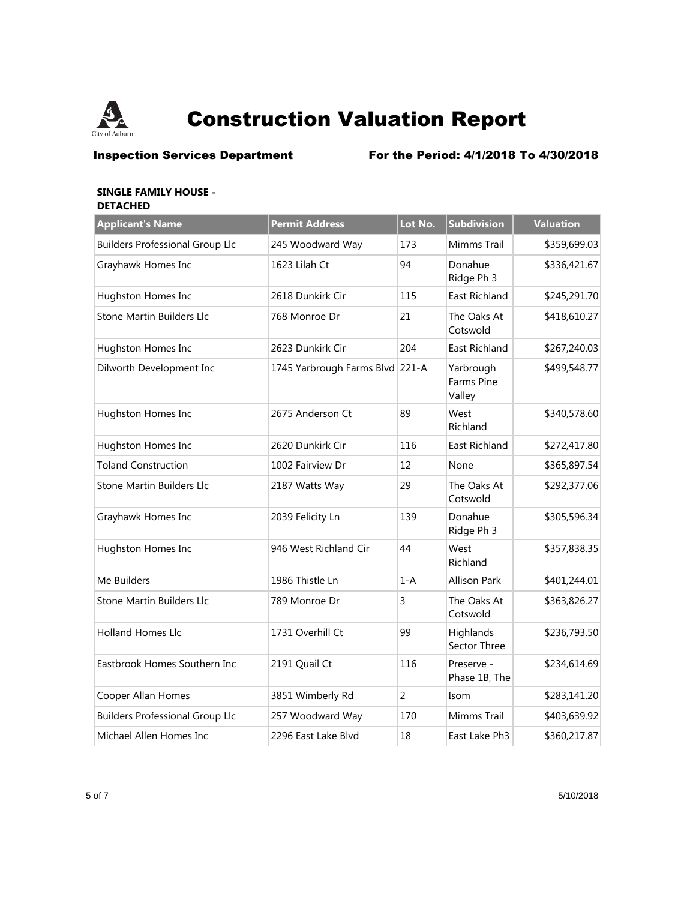# Construction Valuation Report

**Inspection Services Department** **For the Period: 4/1/2018 To 4/30/2018**

**SINGLE FAMILY HOUSE - DETACHED**

| Applicant's Name | Permit Address | Lot No. | Subdivision | Valuation |
|---|---|---|---|---|
| Builders Professional Group Llc | 245 Woodward Way | 173 | Mimms Trail | $359,699.03 |
| Grayhawk Homes Inc | 1623 Lilah Ct | 94 | Donahue Ridge Ph 3 | $336,421.67 |
| Hughston Homes Inc | 2618 Dunkirk Cir | 115 | East Richland | $245,291.70 |
| Stone Martin Builders Llc | 768 Monroe Dr | 21 | The Oaks At Cotswold | $418,610.27 |
| Hughston Homes Inc | 2623 Dunkirk Cir | 204 | East Richland | $267,240.03 |
| Dilworth Development Inc | 1745 Yarbrough Farms Blvd | 221-A | Yarbrough Farms Pine Valley | $499,548.77 |
| Hughston Homes Inc | 2675 Anderson Ct | 89 | West Richland | $340,578.60 |
| Hughston Homes Inc | 2620 Dunkirk Cir | 116 | East Richland | $272,417.80 |
| Toland Construction | 1002 Fairview Dr | 12 | None | $365,897.54 |
| Stone Martin Builders Llc | 2187 Watts Way | 29 | The Oaks At Cotswold | $292,377.06 |
| Grayhawk Homes Inc | 2039 Felicity Ln | 139 | Donahue Ridge Ph 3 | $305,596.34 |
| Hughston Homes Inc | 946 West Richland Cir | 44 | West Richland | $357,838.35 |
| Me Builders | 1986 Thistle Ln | 1-A | Allison Park | $401,244.01 |
| Stone Martin Builders Llc | 789 Monroe Dr | 3 | The Oaks At Cotswold | $363,826.27 |
| Holland Homes Llc | 1731 Overhill Ct | 99 | Highlands Sector Three | $236,793.50 |
| Eastbrook Homes Southern Inc | 2191 Quail Ct | 116 | Preserve - Phase 1B, The | $234,614.69 |
| Cooper Allan Homes | 3851 Wimberly Rd | 2 | Isom | $283,141.20 |
| Builders Professional Group Llc | 257 Woodward Way | 170 | Mimms Trail | $403,639.92 |
| Michael Allen Homes Inc | 2296 East Lake Blvd | 18 | East Lake Ph3 | $360,217.87 |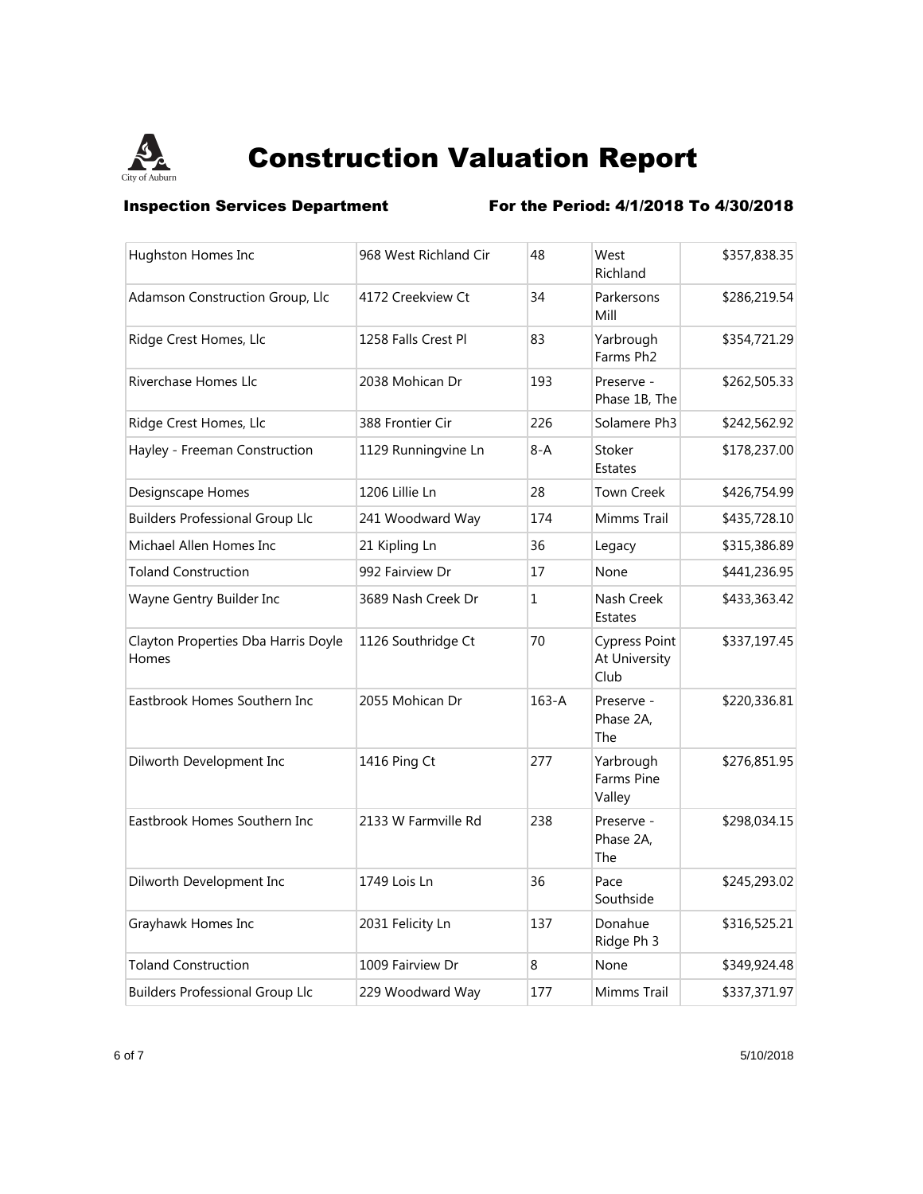# Construction Valuation Report

**Inspection Services Department** **For the Period: 4/1/2018 To 4/30/2018**

| | | | | |
|---|---|---|---|---|
| Hughston Homes Inc | 968 West Richland Cir | 48 | West Richland | $357,838.35 |
| Adamson Construction Group, Llc | 4172 Creekview Ct | 34 | Parkersons Mill | $286,219.54 |
| Ridge Crest Homes, Llc | 1258 Falls Crest Pl | 83 | Yarbrough Farms Ph2 | $354,721.29 |
| Riverchase Homes Llc | 2038 Mohican Dr | 193 | Preserve - Phase 1B, The | $262,505.33 |
| Ridge Crest Homes, Llc | 388 Frontier Cir | 226 | Solamere Ph3 | $242,562.92 |
| Hayley - Freeman Construction | 1129 Runningvine Ln | 8-A | Stoker Estates | $178,237.00 |
| Designscape Homes | 1206 Lillie Ln | 28 | Town Creek | $426,754.99 |
| Builders Professional Group Llc | 241 Woodward Way | 174 | Mimms Trail | $435,728.10 |
| Michael Allen Homes Inc | 21 Kipling Ln | 36 | Legacy | $315,386.89 |
| Toland Construction | 992 Fairview Dr | 17 | None | $441,236.95 |
| Wayne Gentry Builder Inc | 3689 Nash Creek Dr | 1 | Nash Creek Estates | $433,363.42 |
| Clayton Properties Dba Harris Doyle Homes | 1126 Southridge Ct | 70 | Cypress Point At University Club | $337,197.45 |
| Eastbrook Homes Southern Inc | 2055 Mohican Dr | 163-A | Preserve - Phase 2A, The | $220,336.81 |
| Dilworth Development Inc | 1416 Ping Ct | 277 | Yarbrough Farms Pine Valley | $276,851.95 |
| Eastbrook Homes Southern Inc | 2133 W Farmville Rd | 238 | Preserve - Phase 2A, The | $298,034.15 |
| Dilworth Development Inc | 1749 Lois Ln | 36 | Pace Southside | $245,293.02 |
| Grayhawk Homes Inc | 2031 Felicity Ln | 137 | Donahue Ridge Ph 3 | $316,525.21 |
| Toland Construction | 1009 Fairview Dr | 8 | None | $349,924.48 |
| Builders Professional Group Llc | 229 Woodward Way | 177 | Mimms Trail | $337,371.97 |

5/10/2018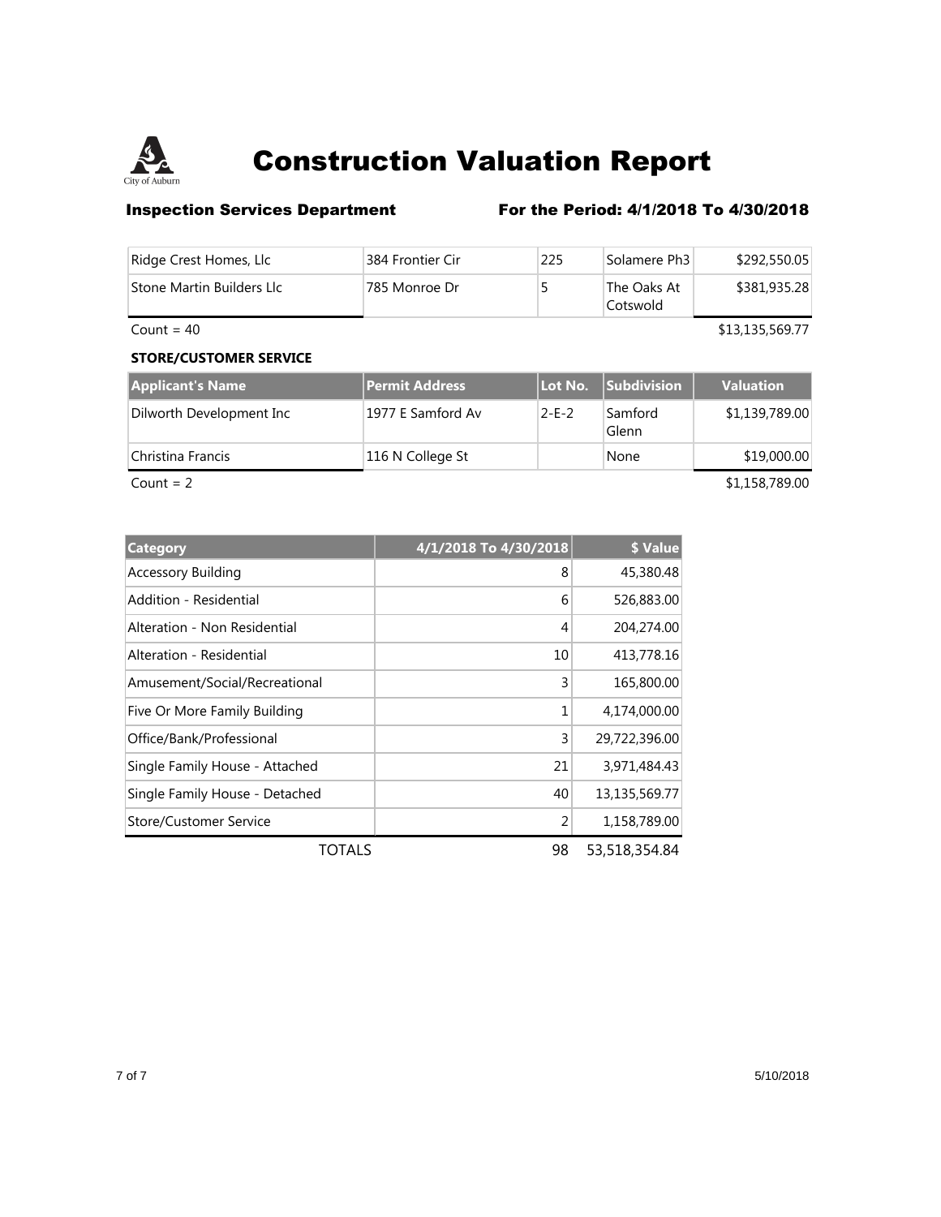# Construction Valuation Report

**Inspection Services Department** **For the Period: 4/1/2018 To 4/30/2018**

| | | | | |
|---|---|---|---|---|
| Ridge Crest Homes, Llc | 384 Frontier Cir | 225 | Solamere Ph3 | $292,550.05 |
| Stone Martin Builders Llc | 785 Monroe Dr | 5 | The Oaks At Cotswold | $381,935.28 |

Count = 40 $13,135,569.77

**STORE/CUSTOMER SERVICE**

| Applicant's Name | Permit Address | Lot No. | Subdivision | Valuation |
|---|---|---|---|---|
| Dilworth Development Inc | 1977 E Samford Av | 2-E-2 | Samford Glenn | $1,139,789.00 |
| Christina Francis | 116 N College St | | None | $19,000.00 |

Count = 2 $1,158,789.00

| Category | 4/1/2018 To 4/30/2018 | $ Value |
|---|---|---|
| Accessory Building | 8 | 45,380.48 |
| Addition - Residential | 6 | 526,883.00 |
| Alteration - Non Residential | 4 | 204,274.00 |
| Alteration - Residential | 10 | 413,778.16 |
| Amusement/Social/Recreational | 3 | 165,800.00 |
| Five Or More Family Building | 1 | 4,174,000.00 |
| Office/Bank/Professional | 3 | 29,722,396.00 |
| Single Family House - Attached | 21 | 3,971,484.43 |
| Single Family House - Detached | 40 | 13,135,569.77 |
| Store/Customer Service | 2 | 1,158,789.00 |
| TOTALS | 98 | 53,518,354.84 |

5/10/2018